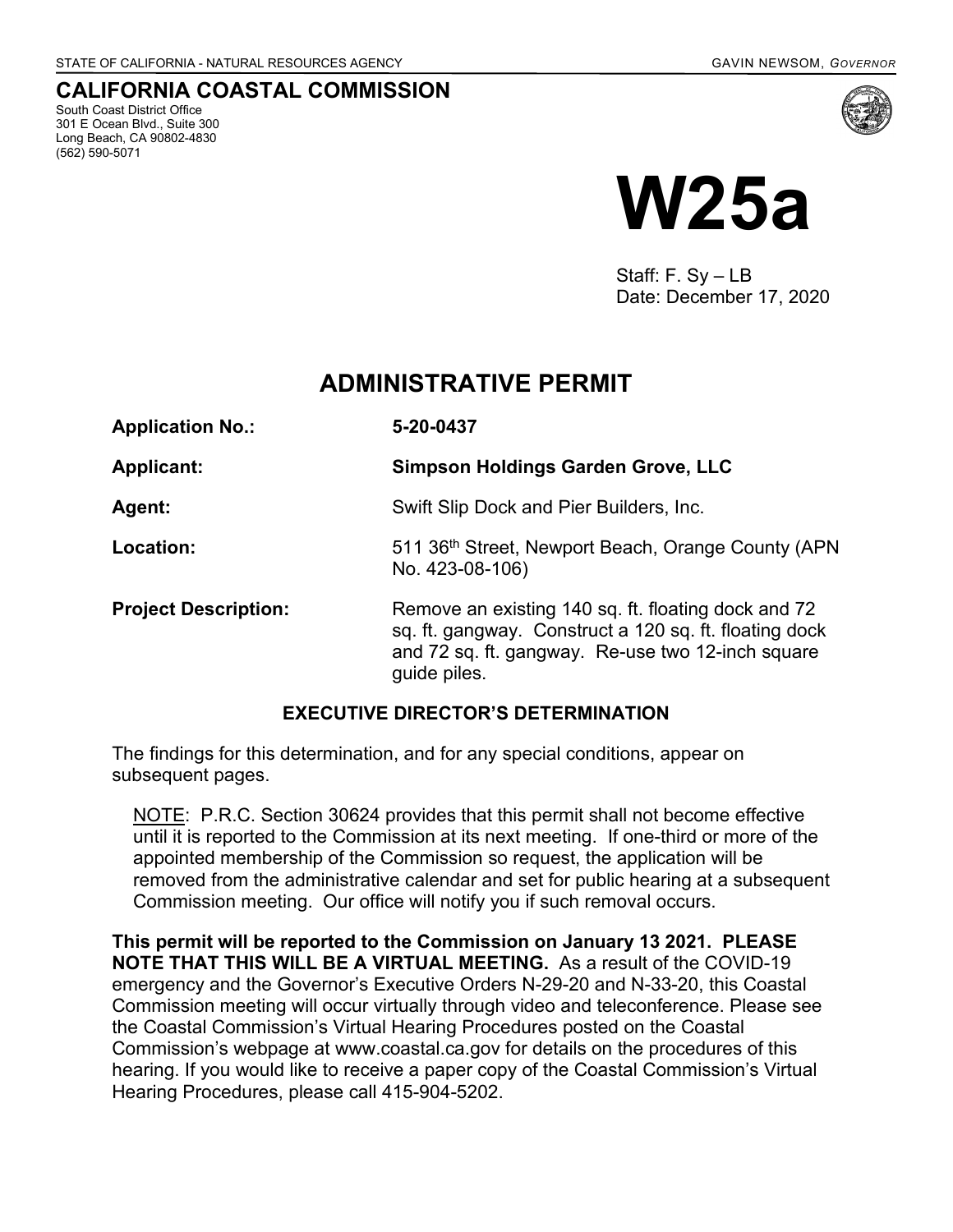STATE OF CALIFORNIA - NATURAL RESOURCES AGENCY GAVIN NEWSOM, *GOVERNOR*

## CALIFORNIA COASTAL COMMISSION

South Coast District Office
301 E Ocean Blvd., Suite 300
Long Beach, CA 90802-4830
(562) 590-5071

# W25a

Staff: F. Sy – LB
Date: December 17, 2020

# ADMINISTRATIVE PERMIT

**Application No.:** **5-20-0437**

**Applicant:** **Simpson Holdings Garden Grove, LLC**

**Agent:** Swift Slip Dock and Pier Builders, Inc.

**Location:** 511 36th Street, Newport Beach, Orange County (APN No. 423-08-106)

**Project Description:** Remove an existing 140 sq. ft. floating dock and 72 sq. ft. gangway. Construct a 120 sq. ft. floating dock and 72 sq. ft. gangway. Re-use two 12-inch square guide piles.

### EXECUTIVE DIRECTOR'S DETERMINATION

The findings for this determination, and for any special conditions, appear on subsequent pages.

NOTE: P.R.C. Section 30624 provides that this permit shall not become effective until it is reported to the Commission at its next meeting. If one-third or more of the appointed membership of the Commission so request, the application will be removed from the administrative calendar and set for public hearing at a subsequent Commission meeting. Our office will notify you if such removal occurs.

**This permit will be reported to the Commission on January 13 2021. PLEASE NOTE THAT THIS WILL BE A VIRTUAL MEETING.** As a result of the COVID-19 emergency and the Governor's Executive Orders N-29-20 and N-33-20, this Coastal Commission meeting will occur virtually through video and teleconference. Please see the Coastal Commission's Virtual Hearing Procedures posted on the Coastal Commission's webpage at www.coastal.ca.gov for details on the procedures of this hearing. If you would like to receive a paper copy of the Coastal Commission's Virtual Hearing Procedures, please call 415-904-5202.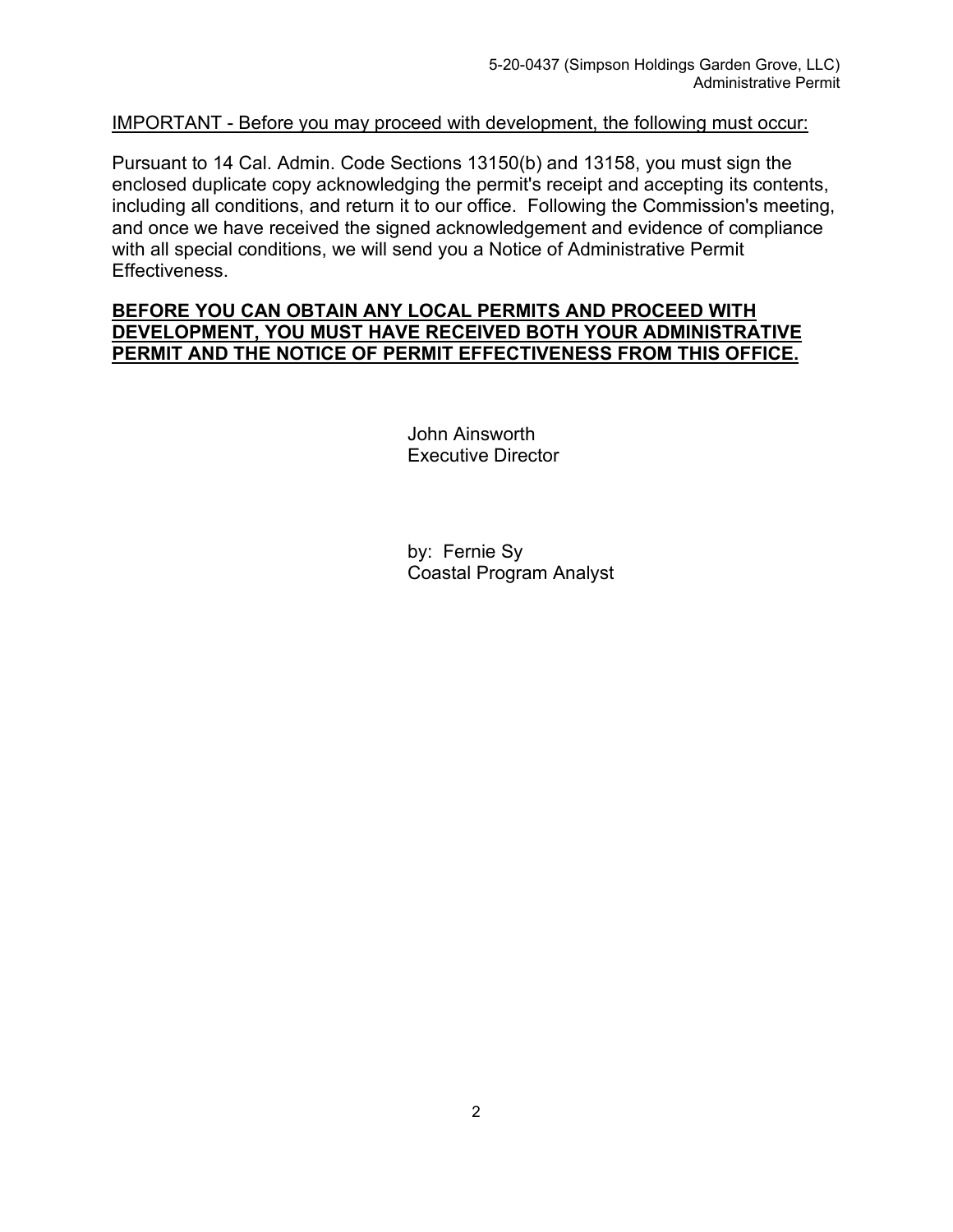IMPORTANT - Before you may proceed with development, the following must occur:

Pursuant to 14 Cal. Admin. Code Sections 13150(b) and 13158, you must sign the enclosed duplicate copy acknowledging the permit's receipt and accepting its contents, including all conditions, and return it to our office. Following the Commission's meeting, and once we have received the signed acknowledgement and evidence of compliance with all special conditions, we will send you a Notice of Administrative Permit Effectiveness.

**BEFORE YOU CAN OBTAIN ANY LOCAL PERMITS AND PROCEED WITH DEVELOPMENT, YOU MUST HAVE RECEIVED BOTH YOUR ADMINISTRATIVE PERMIT AND THE NOTICE OF PERMIT EFFECTIVENESS FROM THIS OFFICE.**

John Ainsworth
Executive Director

by: Fernie Sy
Coastal Program Analyst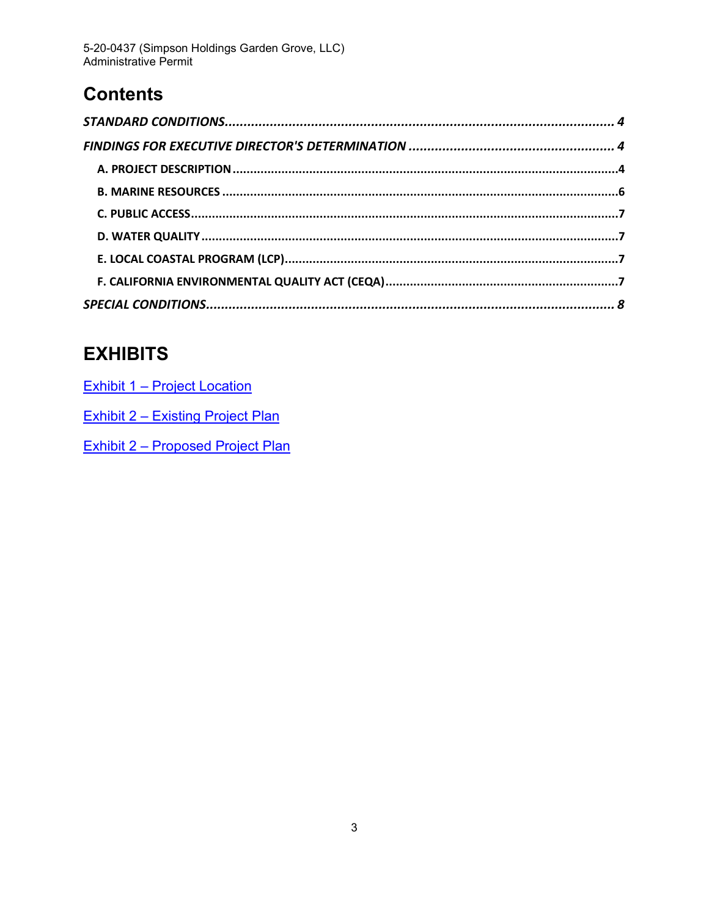# Contents

*STANDARD CONDITIONS* ........................................................ 4

*FINDINGS FOR EXECUTIVE DIRECTOR'S DETERMINATION* ........................................................ 4

- **A. PROJECT DESCRIPTION** ........................................................ 4
- **B. MARINE RESOURCES** ........................................................ 6
- **C. PUBLIC ACCESS** ........................................................ 7
- **D. WATER QUALITY** ........................................................ 7
- **E. LOCAL COASTAL PROGRAM (LCP)** ........................................................ 7
- **F. CALIFORNIA ENVIRONMENTAL QUALITY ACT (CEQA)** ........................................................ 7

*SPECIAL CONDITIONS* ........................................................ 8

# EXHIBITS

Exhibit 1 – Project Location

Exhibit 2 – Existing Project Plan

Exhibit 2 – Proposed Project Plan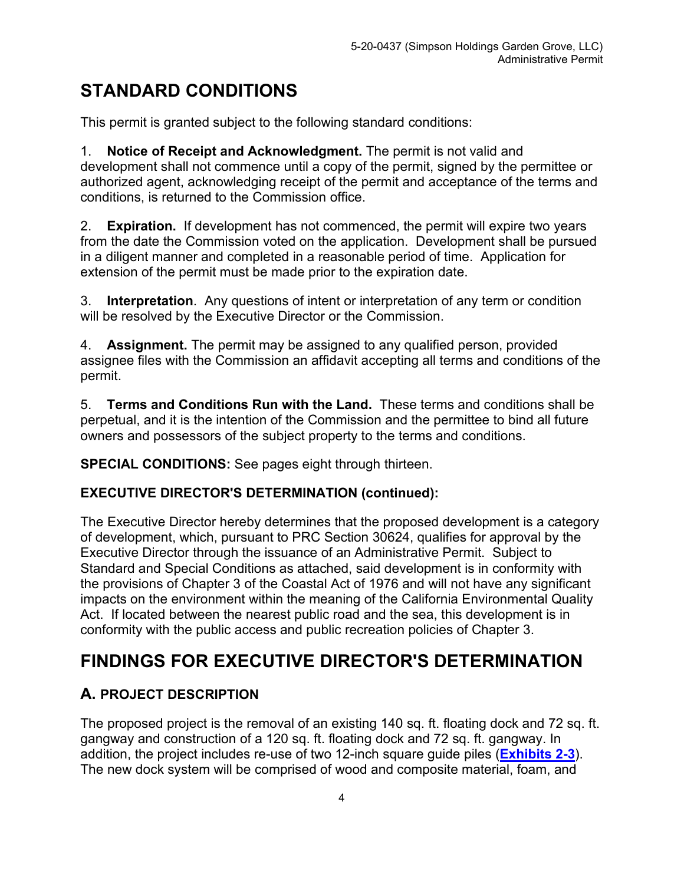# STANDARD CONDITIONS

This permit is granted subject to the following standard conditions:

1. **Notice of Receipt and Acknowledgment.** The permit is not valid and development shall not commence until a copy of the permit, signed by the permittee or authorized agent, acknowledging receipt of the permit and acceptance of the terms and conditions, is returned to the Commission office.

2. **Expiration.** If development has not commenced, the permit will expire two years from the date the Commission voted on the application. Development shall be pursued in a diligent manner and completed in a reasonable period of time. Application for extension of the permit must be made prior to the expiration date.

3. **Interpretation**. Any questions of intent or interpretation of any term or condition will be resolved by the Executive Director or the Commission.

4. **Assignment.** The permit may be assigned to any qualified person, provided assignee files with the Commission an affidavit accepting all terms and conditions of the permit.

5. **Terms and Conditions Run with the Land.** These terms and conditions shall be perpetual, and it is the intention of the Commission and the permittee to bind all future owners and possessors of the subject property to the terms and conditions.

**SPECIAL CONDITIONS:** See pages eight through thirteen.

**EXECUTIVE DIRECTOR'S DETERMINATION (continued):**

The Executive Director hereby determines that the proposed development is a category of development, which, pursuant to PRC Section 30624, qualifies for approval by the Executive Director through the issuance of an Administrative Permit. Subject to Standard and Special Conditions as attached, said development is in conformity with the provisions of Chapter 3 of the Coastal Act of 1976 and will not have any significant impacts on the environment within the meaning of the California Environmental Quality Act. If located between the nearest public road and the sea, this development is in conformity with the public access and public recreation policies of Chapter 3.

# FINDINGS FOR EXECUTIVE DIRECTOR'S DETERMINATION

## A. PROJECT DESCRIPTION

The proposed project is the removal of an existing 140 sq. ft. floating dock and 72 sq. ft. gangway and construction of a 120 sq. ft. floating dock and 72 sq. ft. gangway. In addition, the project includes re-use of two 12-inch square guide piles (**Exhibits 2-3**). The new dock system will be comprised of wood and composite material, foam, and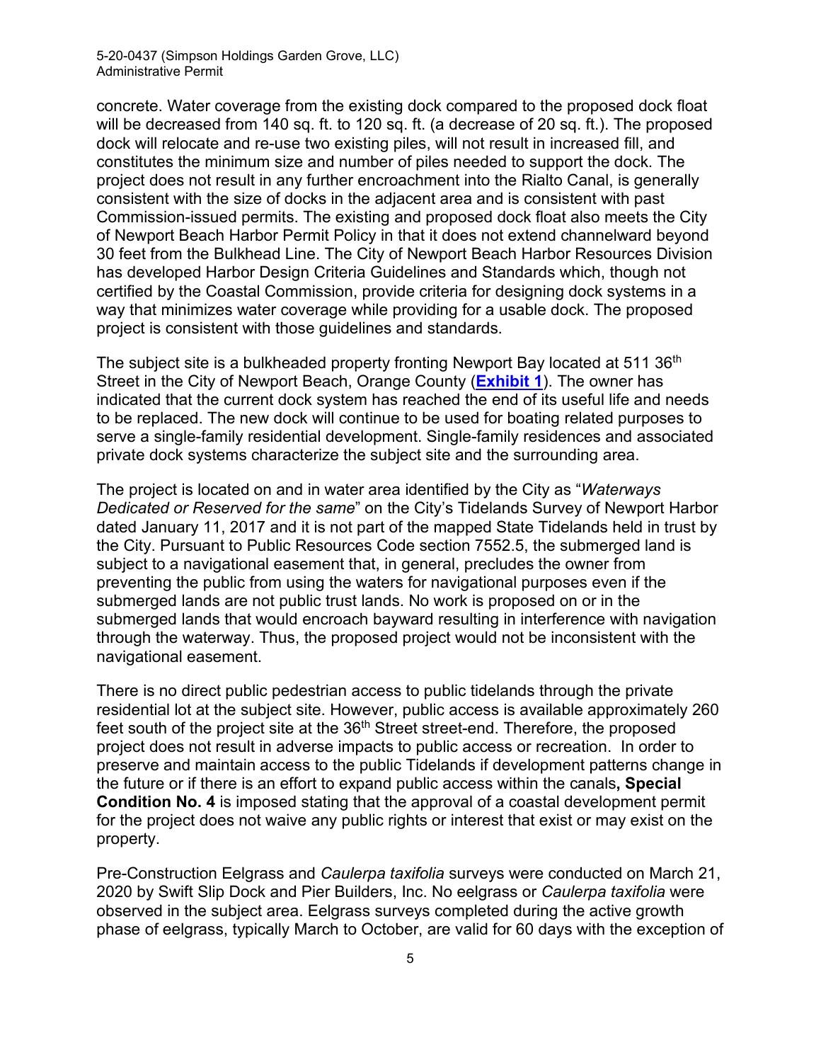concrete. Water coverage from the existing dock compared to the proposed dock float will be decreased from 140 sq. ft. to 120 sq. ft. (a decrease of 20 sq. ft.). The proposed dock will relocate and re-use two existing piles, will not result in increased fill, and constitutes the minimum size and number of piles needed to support the dock. The project does not result in any further encroachment into the Rialto Canal, is generally consistent with the size of docks in the adjacent area and is consistent with past Commission-issued permits. The existing and proposed dock float also meets the City of Newport Beach Harbor Permit Policy in that it does not extend channelward beyond 30 feet from the Bulkhead Line. The City of Newport Beach Harbor Resources Division has developed Harbor Design Criteria Guidelines and Standards which, though not certified by the Coastal Commission, provide criteria for designing dock systems in a way that minimizes water coverage while providing for a usable dock. The proposed project is consistent with those guidelines and standards.

The subject site is a bulkheaded property fronting Newport Bay located at 511 36th Street in the City of Newport Beach, Orange County (**Exhibit 1**). The owner has indicated that the current dock system has reached the end of its useful life and needs to be replaced. The new dock will continue to be used for boating related purposes to serve a single-family residential development. Single-family residences and associated private dock systems characterize the subject site and the surrounding area.

The project is located on and in water area identified by the City as "*Waterways Dedicated or Reserved for the same*" on the City's Tidelands Survey of Newport Harbor dated January 11, 2017 and it is not part of the mapped State Tidelands held in trust by the City. Pursuant to Public Resources Code section 7552.5, the submerged land is subject to a navigational easement that, in general, precludes the owner from preventing the public from using the waters for navigational purposes even if the submerged lands are not public trust lands. No work is proposed on or in the submerged lands that would encroach bayward resulting in interference with navigation through the waterway. Thus, the proposed project would not be inconsistent with the navigational easement.

There is no direct public pedestrian access to public tidelands through the private residential lot at the subject site. However, public access is available approximately 260 feet south of the project site at the 36th Street street-end. Therefore, the proposed project does not result in adverse impacts to public access or recreation. In order to preserve and maintain access to the public Tidelands if development patterns change in the future or if there is an effort to expand public access within the canals**, Special Condition No. 4** is imposed stating that the approval of a coastal development permit for the project does not waive any public rights or interest that exist or may exist on the property.

Pre-Construction Eelgrass and *Caulerpa taxifolia* surveys were conducted on March 21, 2020 by Swift Slip Dock and Pier Builders, Inc. No eelgrass or *Caulerpa taxifolia* were observed in the subject area. Eelgrass surveys completed during the active growth phase of eelgrass, typically March to October, are valid for 60 days with the exception of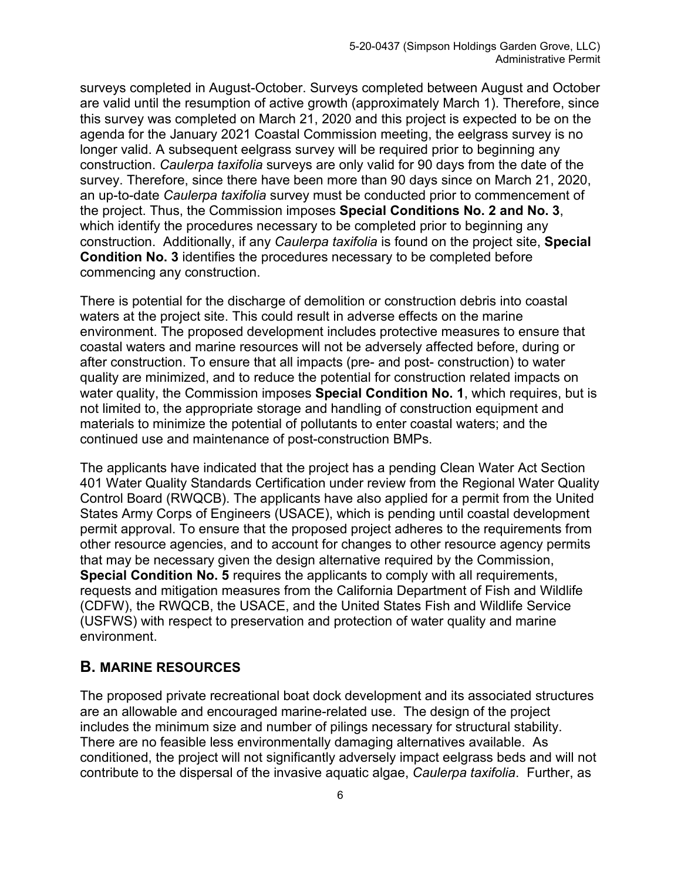surveys completed in August-October. Surveys completed between August and October are valid until the resumption of active growth (approximately March 1). Therefore, since this survey was completed on March 21, 2020 and this project is expected to be on the agenda for the January 2021 Coastal Commission meeting, the eelgrass survey is no longer valid. A subsequent eelgrass survey will be required prior to beginning any construction. *Caulerpa taxifolia* surveys are only valid for 90 days from the date of the survey. Therefore, since there have been more than 90 days since on March 21, 2020, an up-to-date *Caulerpa taxifolia* survey must be conducted prior to commencement of the project. Thus, the Commission imposes **Special Conditions No. 2 and No. 3**, which identify the procedures necessary to be completed prior to beginning any construction. Additionally, if any *Caulerpa taxifolia* is found on the project site, **Special Condition No. 3** identifies the procedures necessary to be completed before commencing any construction.

There is potential for the discharge of demolition or construction debris into coastal waters at the project site. This could result in adverse effects on the marine environment. The proposed development includes protective measures to ensure that coastal waters and marine resources will not be adversely affected before, during or after construction. To ensure that all impacts (pre- and post- construction) to water quality are minimized, and to reduce the potential for construction related impacts on water quality, the Commission imposes **Special Condition No. 1**, which requires, but is not limited to, the appropriate storage and handling of construction equipment and materials to minimize the potential of pollutants to enter coastal waters; and the continued use and maintenance of post-construction BMPs.

The applicants have indicated that the project has a pending Clean Water Act Section 401 Water Quality Standards Certification under review from the Regional Water Quality Control Board (RWQCB). The applicants have also applied for a permit from the United States Army Corps of Engineers (USACE), which is pending until coastal development permit approval. To ensure that the proposed project adheres to the requirements from other resource agencies, and to account for changes to other resource agency permits that may be necessary given the design alternative required by the Commission, **Special Condition No. 5** requires the applicants to comply with all requirements, requests and mitigation measures from the California Department of Fish and Wildlife (CDFW), the RWQCB, the USACE, and the United States Fish and Wildlife Service (USFWS) with respect to preservation and protection of water quality and marine environment.

## B. MARINE RESOURCES

The proposed private recreational boat dock development and its associated structures are an allowable and encouraged marine-related use. The design of the project includes the minimum size and number of pilings necessary for structural stability. There are no feasible less environmentally damaging alternatives available. As conditioned, the project will not significantly adversely impact eelgrass beds and will not contribute to the dispersal of the invasive aquatic algae, *Caulerpa taxifolia*. Further, as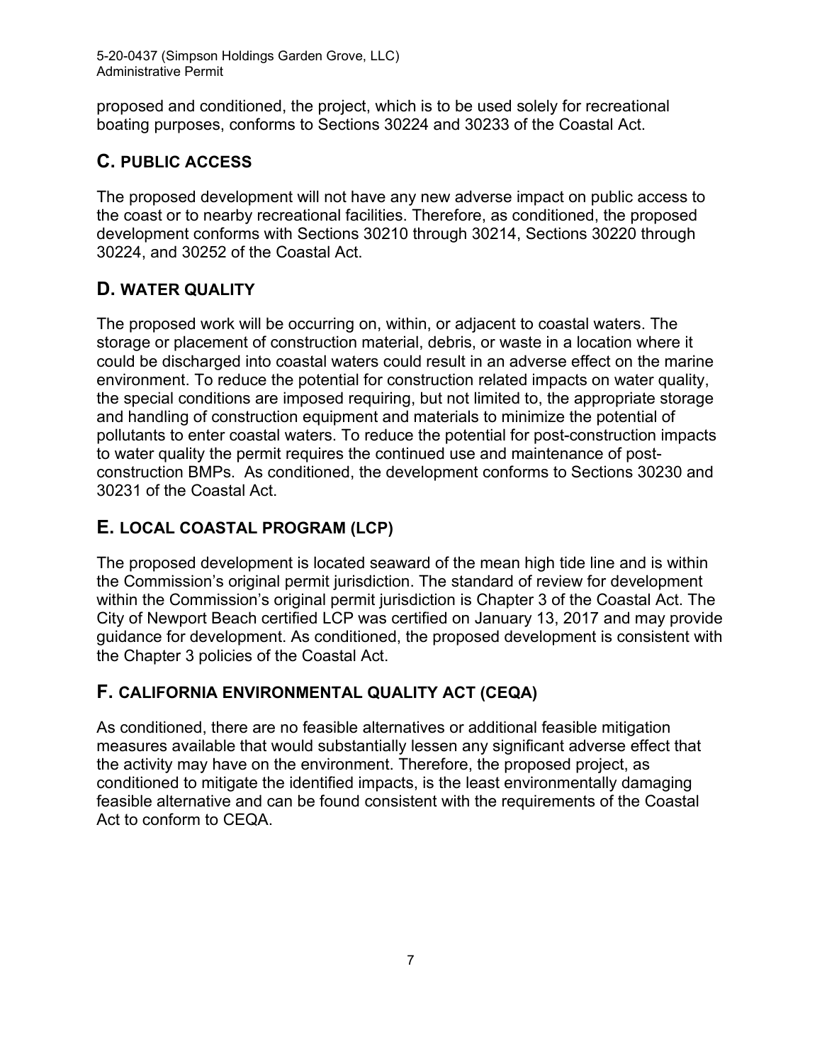proposed and conditioned, the project, which is to be used solely for recreational boating purposes, conforms to Sections 30224 and 30233 of the Coastal Act.

## C. PUBLIC ACCESS

The proposed development will not have any new adverse impact on public access to the coast or to nearby recreational facilities. Therefore, as conditioned, the proposed development conforms with Sections 30210 through 30214, Sections 30220 through 30224, and 30252 of the Coastal Act.

## D. WATER QUALITY

The proposed work will be occurring on, within, or adjacent to coastal waters. The storage or placement of construction material, debris, or waste in a location where it could be discharged into coastal waters could result in an adverse effect on the marine environment. To reduce the potential for construction related impacts on water quality, the special conditions are imposed requiring, but not limited to, the appropriate storage and handling of construction equipment and materials to minimize the potential of pollutants to enter coastal waters. To reduce the potential for post-construction impacts to water quality the permit requires the continued use and maintenance of post-construction BMPs. As conditioned, the development conforms to Sections 30230 and 30231 of the Coastal Act.

## E. LOCAL COASTAL PROGRAM (LCP)

The proposed development is located seaward of the mean high tide line and is within the Commission's original permit jurisdiction. The standard of review for development within the Commission's original permit jurisdiction is Chapter 3 of the Coastal Act. The City of Newport Beach certified LCP was certified on January 13, 2017 and may provide guidance for development. As conditioned, the proposed development is consistent with the Chapter 3 policies of the Coastal Act.

## F. CALIFORNIA ENVIRONMENTAL QUALITY ACT (CEQA)

As conditioned, there are no feasible alternatives or additional feasible mitigation measures available that would substantially lessen any significant adverse effect that the activity may have on the environment. Therefore, the proposed project, as conditioned to mitigate the identified impacts, is the least environmentally damaging feasible alternative and can be found consistent with the requirements of the Coastal Act to conform to CEQA.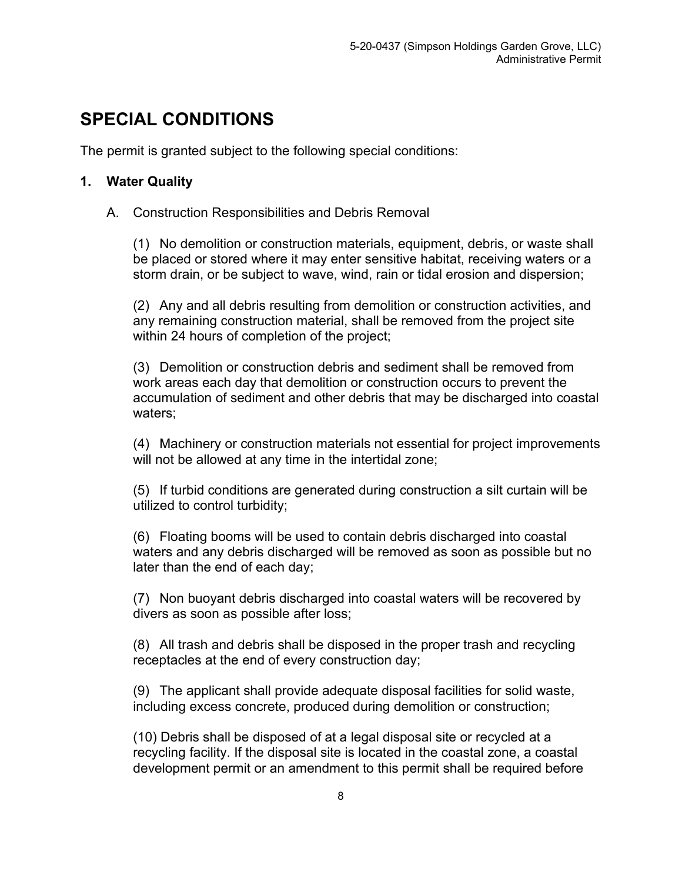# SPECIAL CONDITIONS

The permit is granted subject to the following special conditions:

**1. Water Quality**

A. Construction Responsibilities and Debris Removal

(1) No demolition or construction materials, equipment, debris, or waste shall be placed or stored where it may enter sensitive habitat, receiving waters or a storm drain, or be subject to wave, wind, rain or tidal erosion and dispersion;

(2) Any and all debris resulting from demolition or construction activities, and any remaining construction material, shall be removed from the project site within 24 hours of completion of the project;

(3) Demolition or construction debris and sediment shall be removed from work areas each day that demolition or construction occurs to prevent the accumulation of sediment and other debris that may be discharged into coastal waters;

(4) Machinery or construction materials not essential for project improvements will not be allowed at any time in the intertidal zone;

(5) If turbid conditions are generated during construction a silt curtain will be utilized to control turbidity;

(6) Floating booms will be used to contain debris discharged into coastal waters and any debris discharged will be removed as soon as possible but no later than the end of each day;

(7) Non buoyant debris discharged into coastal waters will be recovered by divers as soon as possible after loss;

(8) All trash and debris shall be disposed in the proper trash and recycling receptacles at the end of every construction day;

(9) The applicant shall provide adequate disposal facilities for solid waste, including excess concrete, produced during demolition or construction;

(10) Debris shall be disposed of at a legal disposal site or recycled at a recycling facility. If the disposal site is located in the coastal zone, a coastal development permit or an amendment to this permit shall be required before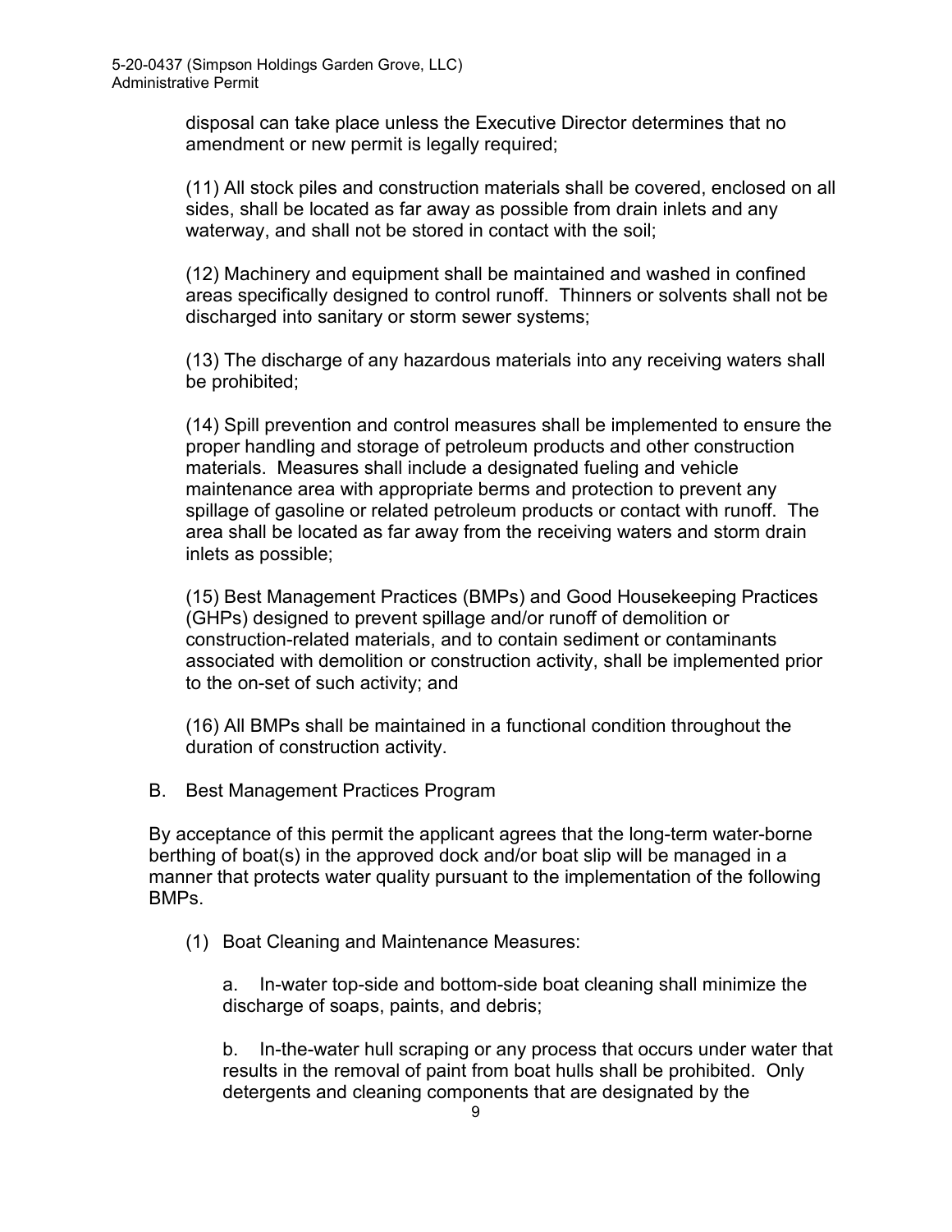disposal can take place unless the Executive Director determines that no amendment or new permit is legally required;

(11) All stock piles and construction materials shall be covered, enclosed on all sides, shall be located as far away as possible from drain inlets and any waterway, and shall not be stored in contact with the soil;

(12) Machinery and equipment shall be maintained and washed in confined areas specifically designed to control runoff. Thinners or solvents shall not be discharged into sanitary or storm sewer systems;

(13) The discharge of any hazardous materials into any receiving waters shall be prohibited;

(14) Spill prevention and control measures shall be implemented to ensure the proper handling and storage of petroleum products and other construction materials. Measures shall include a designated fueling and vehicle maintenance area with appropriate berms and protection to prevent any spillage of gasoline or related petroleum products or contact with runoff. The area shall be located as far away from the receiving waters and storm drain inlets as possible;

(15) Best Management Practices (BMPs) and Good Housekeeping Practices (GHPs) designed to prevent spillage and/or runoff of demolition or construction-related materials, and to contain sediment or contaminants associated with demolition or construction activity, shall be implemented prior to the on-set of such activity; and

(16) All BMPs shall be maintained in a functional condition throughout the duration of construction activity.

B. Best Management Practices Program

By acceptance of this permit the applicant agrees that the long-term water-borne berthing of boat(s) in the approved dock and/or boat slip will be managed in a manner that protects water quality pursuant to the implementation of the following BMPs.

(1) Boat Cleaning and Maintenance Measures:

a. In-water top-side and bottom-side boat cleaning shall minimize the discharge of soaps, paints, and debris;

b. In-the-water hull scraping or any process that occurs under water that results in the removal of paint from boat hulls shall be prohibited. Only detergents and cleaning components that are designated by the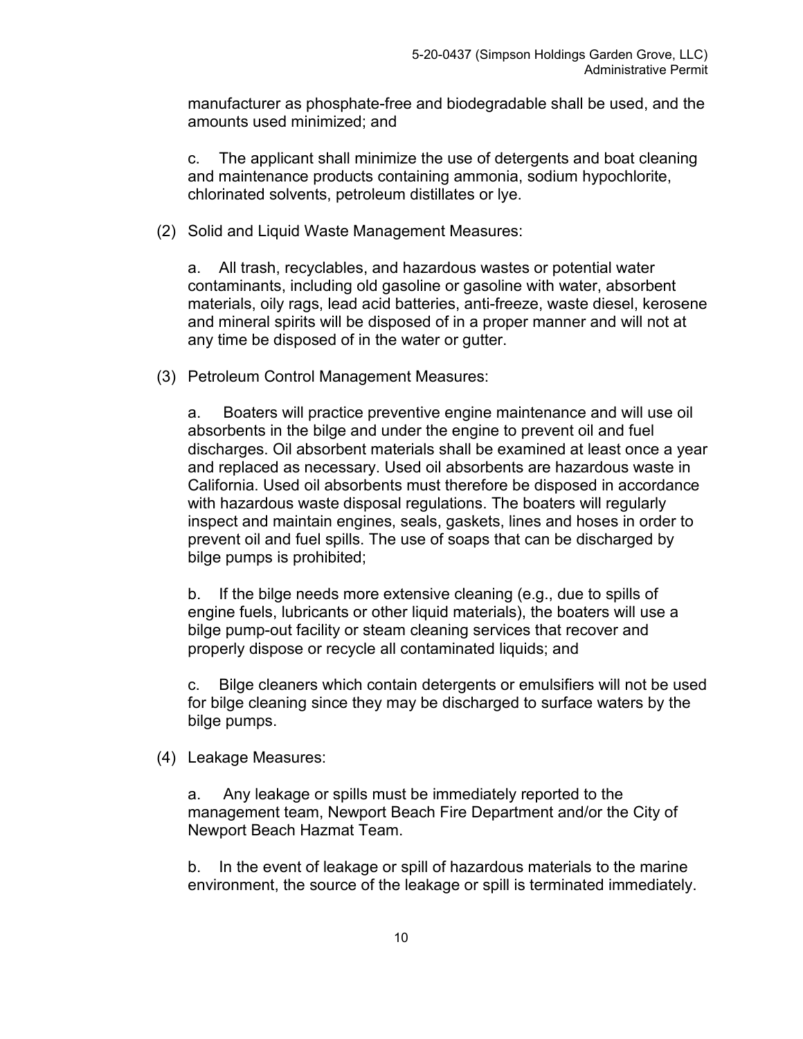manufacturer as phosphate-free and biodegradable shall be used, and the amounts used minimized; and

c. The applicant shall minimize the use of detergents and boat cleaning and maintenance products containing ammonia, sodium hypochlorite, chlorinated solvents, petroleum distillates or lye.

(2) Solid and Liquid Waste Management Measures:

a. All trash, recyclables, and hazardous wastes or potential water contaminants, including old gasoline or gasoline with water, absorbent materials, oily rags, lead acid batteries, anti-freeze, waste diesel, kerosene and mineral spirits will be disposed of in a proper manner and will not at any time be disposed of in the water or gutter.

(3) Petroleum Control Management Measures:

a. Boaters will practice preventive engine maintenance and will use oil absorbents in the bilge and under the engine to prevent oil and fuel discharges. Oil absorbent materials shall be examined at least once a year and replaced as necessary. Used oil absorbents are hazardous waste in California. Used oil absorbents must therefore be disposed in accordance with hazardous waste disposal regulations. The boaters will regularly inspect and maintain engines, seals, gaskets, lines and hoses in order to prevent oil and fuel spills. The use of soaps that can be discharged by bilge pumps is prohibited;

b. If the bilge needs more extensive cleaning (e.g., due to spills of engine fuels, lubricants or other liquid materials), the boaters will use a bilge pump-out facility or steam cleaning services that recover and properly dispose or recycle all contaminated liquids; and

c. Bilge cleaners which contain detergents or emulsifiers will not be used for bilge cleaning since they may be discharged to surface waters by the bilge pumps.

(4) Leakage Measures:

a. Any leakage or spills must be immediately reported to the management team, Newport Beach Fire Department and/or the City of Newport Beach Hazmat Team.

b. In the event of leakage or spill of hazardous materials to the marine environment, the source of the leakage or spill is terminated immediately.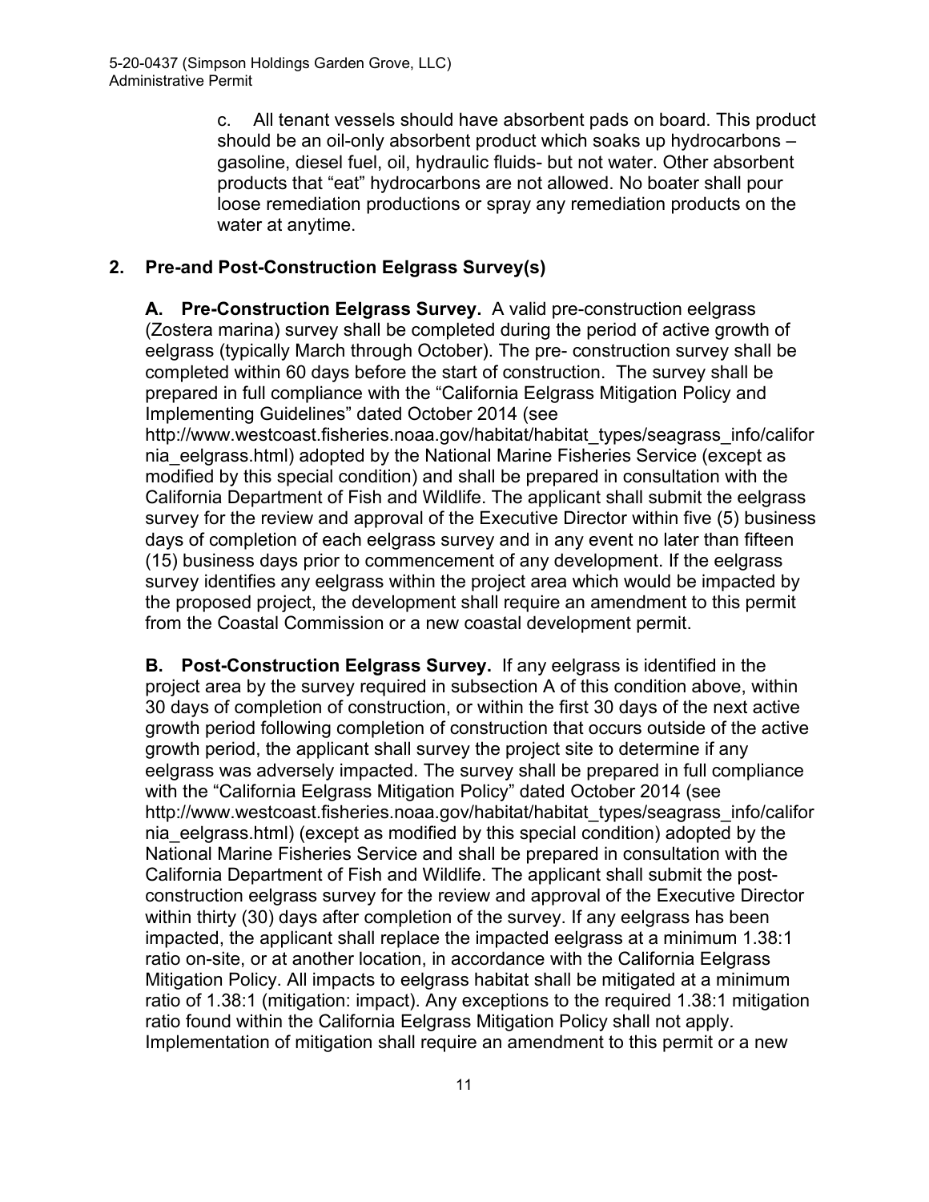c. All tenant vessels should have absorbent pads on board. This product should be an oil-only absorbent product which soaks up hydrocarbons – gasoline, diesel fuel, oil, hydraulic fluids- but not water. Other absorbent products that "eat" hydrocarbons are not allowed. No boater shall pour loose remediation productions or spray any remediation products on the water at anytime.

## 2. Pre-and Post-Construction Eelgrass Survey(s)

**A. Pre-Construction Eelgrass Survey.** A valid pre-construction eelgrass (Zostera marina) survey shall be completed during the period of active growth of eelgrass (typically March through October). The pre- construction survey shall be completed within 60 days before the start of construction. The survey shall be prepared in full compliance with the "California Eelgrass Mitigation Policy and Implementing Guidelines" dated October 2014 (see http://www.westcoast.fisheries.noaa.gov/habitat/habitat_types/seagrass_info/california_eelgrass.html) adopted by the National Marine Fisheries Service (except as modified by this special condition) and shall be prepared in consultation with the California Department of Fish and Wildlife. The applicant shall submit the eelgrass survey for the review and approval of the Executive Director within five (5) business days of completion of each eelgrass survey and in any event no later than fifteen (15) business days prior to commencement of any development. If the eelgrass survey identifies any eelgrass within the project area which would be impacted by the proposed project, the development shall require an amendment to this permit from the Coastal Commission or a new coastal development permit.

**B. Post-Construction Eelgrass Survey.** If any eelgrass is identified in the project area by the survey required in subsection A of this condition above, within 30 days of completion of construction, or within the first 30 days of the next active growth period following completion of construction that occurs outside of the active growth period, the applicant shall survey the project site to determine if any eelgrass was adversely impacted. The survey shall be prepared in full compliance with the "California Eelgrass Mitigation Policy" dated October 2014 (see http://www.westcoast.fisheries.noaa.gov/habitat/habitat_types/seagrass_info/california_eelgrass.html) (except as modified by this special condition) adopted by the National Marine Fisheries Service and shall be prepared in consultation with the California Department of Fish and Wildlife. The applicant shall submit the post-construction eelgrass survey for the review and approval of the Executive Director within thirty (30) days after completion of the survey. If any eelgrass has been impacted, the applicant shall replace the impacted eelgrass at a minimum 1.38:1 ratio on-site, or at another location, in accordance with the California Eelgrass Mitigation Policy. All impacts to eelgrass habitat shall be mitigated at a minimum ratio of 1.38:1 (mitigation: impact). Any exceptions to the required 1.38:1 mitigation ratio found within the California Eelgrass Mitigation Policy shall not apply. Implementation of mitigation shall require an amendment to this permit or a new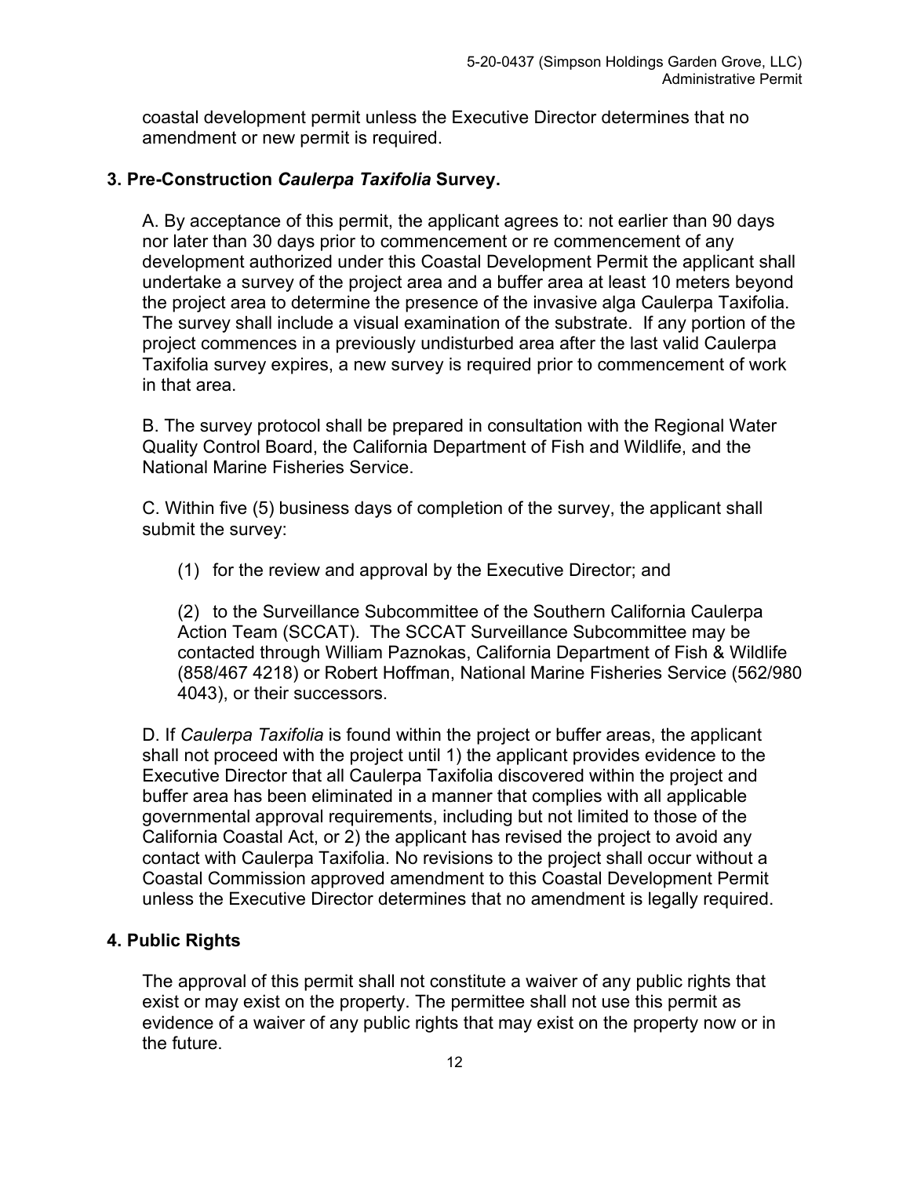coastal development permit unless the Executive Director determines that no amendment or new permit is required.

**3. Pre-Construction *Caulerpa Taxifolia* Survey.**

A. By acceptance of this permit, the applicant agrees to: not earlier than 90 days nor later than 30 days prior to commencement or re commencement of any development authorized under this Coastal Development Permit the applicant shall undertake a survey of the project area and a buffer area at least 10 meters beyond the project area to determine the presence of the invasive alga Caulerpa Taxifolia. The survey shall include a visual examination of the substrate. If any portion of the project commences in a previously undisturbed area after the last valid Caulerpa Taxifolia survey expires, a new survey is required prior to commencement of work in that area.

B. The survey protocol shall be prepared in consultation with the Regional Water Quality Control Board, the California Department of Fish and Wildlife, and the National Marine Fisheries Service.

C. Within five (5) business days of completion of the survey, the applicant shall submit the survey:

(1) for the review and approval by the Executive Director; and

(2) to the Surveillance Subcommittee of the Southern California Caulerpa Action Team (SCCAT). The SCCAT Surveillance Subcommittee may be contacted through William Paznokas, California Department of Fish & Wildlife (858/467 4218) or Robert Hoffman, National Marine Fisheries Service (562/980 4043), or their successors.

D. If *Caulerpa Taxifolia* is found within the project or buffer areas, the applicant shall not proceed with the project until 1) the applicant provides evidence to the Executive Director that all Caulerpa Taxifolia discovered within the project and buffer area has been eliminated in a manner that complies with all applicable governmental approval requirements, including but not limited to those of the California Coastal Act, or 2) the applicant has revised the project to avoid any contact with Caulerpa Taxifolia. No revisions to the project shall occur without a Coastal Commission approved amendment to this Coastal Development Permit unless the Executive Director determines that no amendment is legally required.

**4. Public Rights**

The approval of this permit shall not constitute a waiver of any public rights that exist or may exist on the property. The permittee shall not use this permit as evidence of a waiver of any public rights that may exist on the property now or in the future.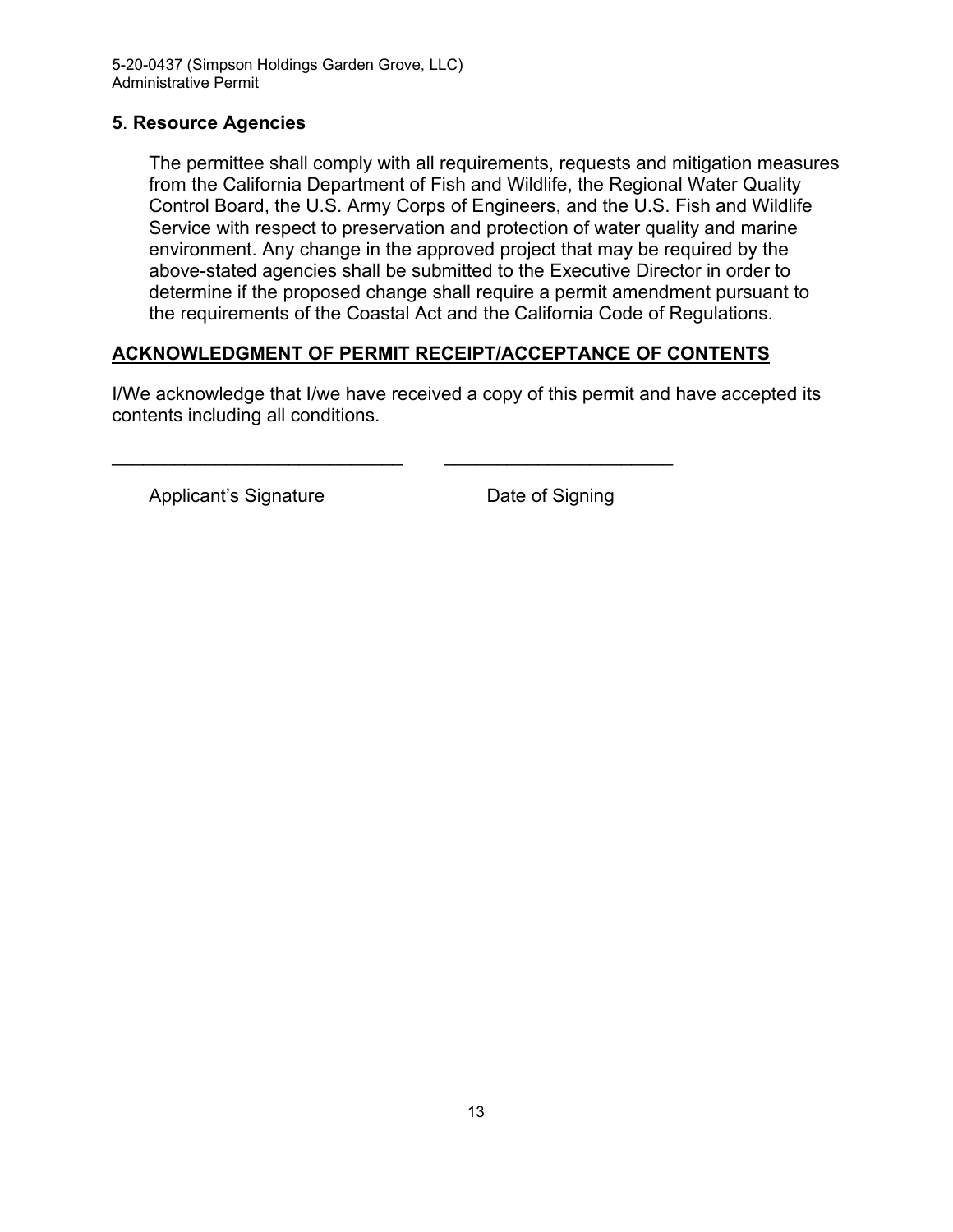**5**. **Resource Agencies**

The permittee shall comply with all requirements, requests and mitigation measures from the California Department of Fish and Wildlife, the Regional Water Quality Control Board, the U.S. Army Corps of Engineers, and the U.S. Fish and Wildlife Service with respect to preservation and protection of water quality and marine environment. Any change in the approved project that may be required by the above-stated agencies shall be submitted to the Executive Director in order to determine if the proposed change shall require a permit amendment pursuant to the requirements of the Coastal Act and the California Code of Regulations.

**ACKNOWLEDGMENT OF PERMIT RECEIPT/ACCEPTANCE OF CONTENTS**

I/We acknowledge that I/we have received a copy of this permit and have accepted its contents including all conditions.

\_\_\_\_\_\_\_\_\_\_\_\_\_\_\_\_\_\_\_\_\_\_\_\_\_\_\_\_\_\_ \_\_\_\_\_\_\_\_\_\_\_\_\_\_\_\_\_\_\_\_\_\_\_\_

Applicant's Signature Date of Signing